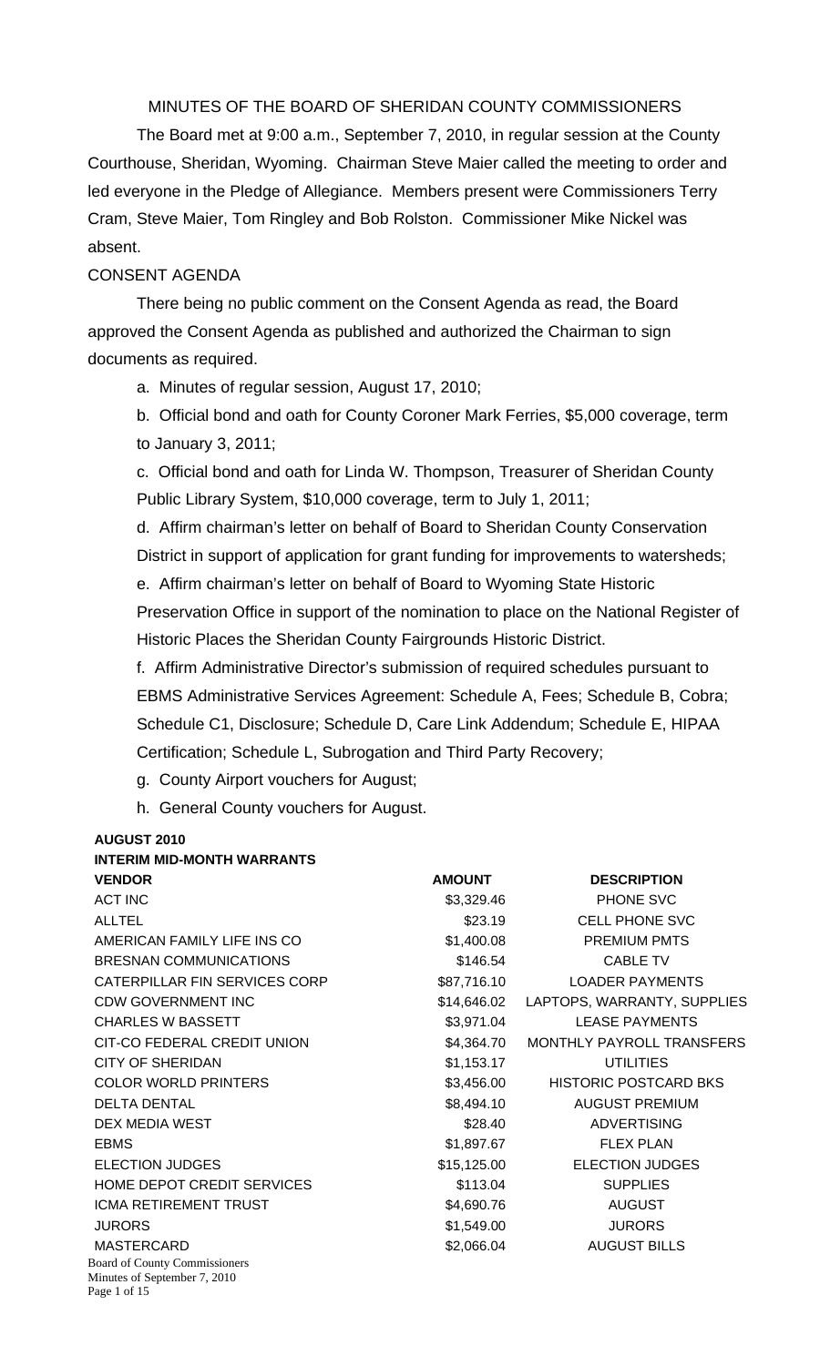# MINUTES OF THE BOARD OF SHERIDAN COUNTY COMMISSIONERS

The Board met at 9:00 a.m., September 7, 2010, in regular session at the County Courthouse, Sheridan, Wyoming. Chairman Steve Maier called the meeting to order and led everyone in the Pledge of Allegiance. Members present were Commissioners Terry Cram, Steve Maier, Tom Ringley and Bob Rolston. Commissioner Mike Nickel was absent.

## CONSENT AGENDA

There being no public comment on the Consent Agenda as read, the Board approved the Consent Agenda as published and authorized the Chairman to sign documents as required.

a. Minutes of regular session, August 17, 2010;

b. Official bond and oath for County Coroner Mark Ferries, $5,000 coverage, term to January 3, 2011;

c. Official bond and oath for Linda W. Thompson, Treasurer of Sheridan County Public Library System, $10,000 coverage, term to July 1, 2011;

d. Affirm chairman's letter on behalf of Board to Sheridan County Conservation District in support of application for grant funding for improvements to watersheds;

e. Affirm chairman's letter on behalf of Board to Wyoming State Historic Preservation Office in support of the nomination to place on the National Register of Historic Places the Sheridan County Fairgrounds Historic District.

f. Affirm Administrative Director's submission of required schedules pursuant to EBMS Administrative Services Agreement: Schedule A, Fees; Schedule B, Cobra; Schedule C1, Disclosure; Schedule D, Care Link Addendum; Schedule E, HIPAA Certification; Schedule L, Subrogation and Third Party Recovery;

g. County Airport vouchers for August;

h. General County vouchers for August.

**AUGUST 2010**

**INTERIM MID-MONTH WARRANTS**

| VENDOR | AMOUNT | DESCRIPTION |
|---|---|---|
| ACT INC | $3,329.46 | PHONE SVC |
| ALLTEL | $23.19 | CELL PHONE SVC |
| AMERICAN FAMILY LIFE INS CO | $1,400.08 | PREMIUM PMTS |
| BRESNAN COMMUNICATIONS | $146.54 | CABLE TV |
| CATERPILLAR FIN SERVICES CORP | $87,716.10 | LOADER PAYMENTS |
| CDW GOVERNMENT INC | $14,646.02 | LAPTOPS, WARRANTY, SUPPLIES |
| CHARLES W BASSETT | $3,971.04 | LEASE PAYMENTS |
| CIT-CO FEDERAL CREDIT UNION | $4,364.70 | MONTHLY PAYROLL TRANSFERS |
| CITY OF SHERIDAN | $1,153.17 | UTILITIES |
| COLOR WORLD PRINTERS | $3,456.00 | HISTORIC POSTCARD BKS |
| DELTA DENTAL | $8,494.10 | AUGUST PREMIUM |
| DEX MEDIA WEST | $28.40 | ADVERTISING |
| EBMS | $1,897.67 | FLEX PLAN |
| ELECTION JUDGES | $15,125.00 | ELECTION JUDGES |
| HOME DEPOT CREDIT SERVICES | $113.04 | SUPPLIES |
| ICMA RETIREMENT TRUST | $4,690.76 | AUGUST |
| JURORS | $1,549.00 | JURORS |
| MASTERCARD | $2,066.04 | AUGUST BILLS |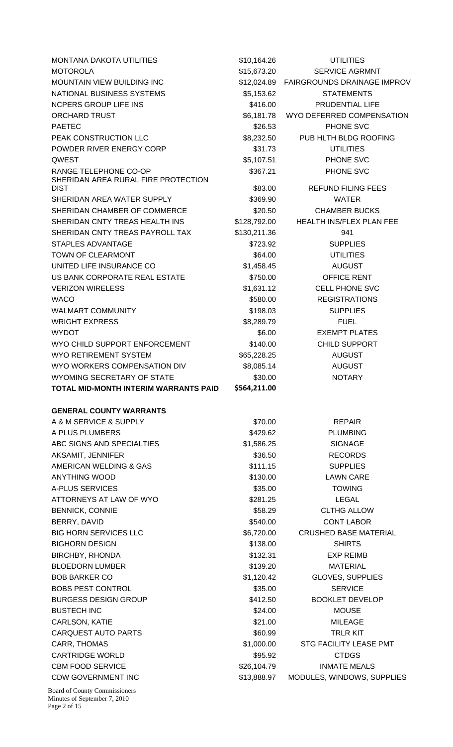| | | |
|---|---|---|
| MONTANA DAKOTA UTILITIES | $10,164.26 | UTILITIES |
| MOTOROLA | $15,673.20 | SERVICE AGRMNT |
| MOUNTAIN VIEW BUILDING INC | $12,024.89 | FAIRGROUNDS DRAINAGE IMPROV |
| NATIONAL BUSINESS SYSTEMS | $5,153.62 | STATEMENTS |
| NCPERS GROUP LIFE INS | $416.00 | PRUDENTIAL LIFE |
| ORCHARD TRUST | $6,181.78 | WYO DEFERRED COMPENSATION |
| PAETEC | $26.53 | PHONE SVC |
| PEAK CONSTRUCTION LLC | $8,232.50 | PUB HLTH BLDG ROOFING |
| POWDER RIVER ENERGY CORP | $31.73 | UTILITIES |
| QWEST | $5,107.51 | PHONE SVC |
| RANGE TELEPHONE CO-OP | $367.21 | PHONE SVC |
| SHERIDAN AREA RURAL FIRE PROTECTION DIST | $83.00 | REFUND FILING FEES |
| SHERIDAN AREA WATER SUPPLY | $369.90 | WATER |
| SHERIDAN CHAMBER OF COMMERCE | $20.50 | CHAMBER BUCKS |
| SHERIDAN CNTY TREAS HEALTH INS | $128,792.00 | HEALTH INS/FLEX PLAN FEE |
| SHERIDAN CNTY TREAS PAYROLL TAX | $130,211.36 | 941 |
| STAPLES ADVANTAGE | $723.92 | SUPPLIES |
| TOWN OF CLEARMONT | $64.00 | UTILITIES |
| UNITED LIFE INSURANCE CO | $1,458.45 | AUGUST |
| US BANK CORPORATE REAL ESTATE | $750.00 | OFFICE RENT |
| VERIZON WIRELESS | $1,631.12 | CELL PHONE SVC |
| WACO | $580.00 | REGISTRATIONS |
| WALMART COMMUNITY | $198.03 | SUPPLIES |
| WRIGHT EXPRESS | $8,289.79 | FUEL |
| WYDOT | $6.00 | EXEMPT PLATES |
| WYO CHILD SUPPORT ENFORCEMENT | $140.00 | CHILD SUPPORT |
| WYO RETIREMENT SYSTEM | $65,228.25 | AUGUST |
| WYO WORKERS COMPENSATION DIV | $8,085.14 | AUGUST |
| WYOMING SECRETARY OF STATE | $30.00 | NOTARY |
| **TOTAL MID-MONTH INTERIM WARRANTS PAID** | **$564,211.00** | |

**GENERAL COUNTY WARRANTS**

| | | |
|---|---|---|
| A & M SERVICE & SUPPLY | $70.00 | REPAIR |
| A PLUS PLUMBERS | $429.62 | PLUMBING |
| ABC SIGNS AND SPECIALTIES | $1,586.25 | SIGNAGE |
| AKSAMIT, JENNIFER | $36.50 | RECORDS |
| AMERICAN WELDING & GAS | $111.15 | SUPPLIES |
| ANYTHING WOOD | $130.00 | LAWN CARE |
| A-PLUS SERVICES | $35.00 | TOWING |
| ATTORNEYS AT LAW OF WYO | $281.25 | LEGAL |
| BENNICK, CONNIE | $58.29 | CLTHG ALLOW |
| BERRY, DAVID | $540.00 | CONT LABOR |
| BIG HORN SERVICES LLC | $6,720.00 | CRUSHED BASE MATERIAL |
| BIGHORN DESIGN | $138.00 | SHIRTS |
| BIRCHBY, RHONDA | $132.31 | EXP REIMB |
| BLOEDORN LUMBER | $139.20 | MATERIAL |
| BOB BARKER CO | $1,120.42 | GLOVES, SUPPLIES |
| BOBS PEST CONTROL | $35.00 | SERVICE |
| BURGESS DESIGN GROUP | $412.50 | BOOKLET DEVELOP |
| BUSTECH INC | $24.00 | MOUSE |
| CARLSON, KATIE | $21.00 | MILEAGE |
| CARQUEST AUTO PARTS | $60.99 | TRLR KIT |
| CARR, THOMAS | $1,000.00 | STG FACILITY LEASE PMT |
| CARTRIDGE WORLD | $95.92 | CTDGS |
| CBM FOOD SERVICE | $26,104.79 | INMATE MEALS |
| CDW GOVERNMENT INC | $13,888.97 | MODULES, WINDOWS, SUPPLIES |

Board of County Commissioners
Minutes of September 7, 2010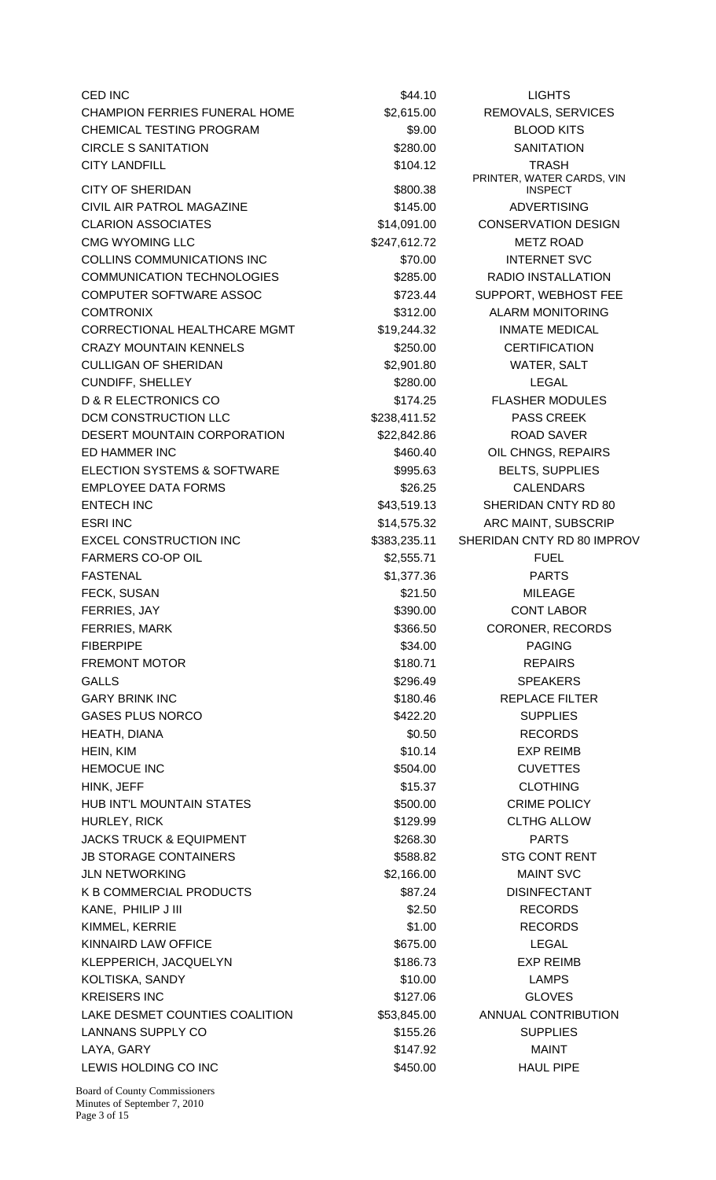| | | |
|---|---|---|
| CED INC | $44.10 | LIGHTS |
| CHAMPION FERRIES FUNERAL HOME | $2,615.00 | REMOVALS, SERVICES |
| CHEMICAL TESTING PROGRAM | $9.00 | BLOOD KITS |
| CIRCLE S SANITATION | $280.00 | SANITATION |
| CITY LANDFILL | $104.12 | TRASH |
| CITY OF SHERIDAN | $800.38 | PRINTER, WATER CARDS, VIN INSPECT |
| CIVIL AIR PATROL MAGAZINE | $145.00 | ADVERTISING |
| CLARION ASSOCIATES | $14,091.00 | CONSERVATION DESIGN |
| CMG WYOMING LLC | $247,612.72 | METZ ROAD |
| COLLINS COMMUNICATIONS INC | $70.00 | INTERNET SVC |
| COMMUNICATION TECHNOLOGIES | $285.00 | RADIO INSTALLATION |
| COMPUTER SOFTWARE ASSOC | $723.44 | SUPPORT, WEBHOST FEE |
| COMTRONIX | $312.00 | ALARM MONITORING |
| CORRECTIONAL HEALTHCARE MGMT | $19,244.32 | INMATE MEDICAL |
| CRAZY MOUNTAIN KENNELS | $250.00 | CERTIFICATION |
| CULLIGAN OF SHERIDAN | $2,901.80 | WATER, SALT |
| CUNDIFF, SHELLEY | $280.00 | LEGAL |
| D & R ELECTRONICS CO | $174.25 | FLASHER MODULES |
| DCM CONSTRUCTION LLC | $238,411.52 | PASS CREEK |
| DESERT MOUNTAIN CORPORATION | $22,842.86 | ROAD SAVER |
| ED HAMMER INC | $460.40 | OIL CHNGS, REPAIRS |
| ELECTION SYSTEMS & SOFTWARE | $995.63 | BELTS, SUPPLIES |
| EMPLOYEE DATA FORMS | $26.25 | CALENDARS |
| ENTECH INC | $43,519.13 | SHERIDAN CNTY RD 80 |
| ESRI INC | $14,575.32 | ARC MAINT, SUBSCRIP |
| EXCEL CONSTRUCTION INC | $383,235.11 | SHERIDAN CNTY RD 80 IMPROV |
| FARMERS CO-OP OIL | $2,555.71 | FUEL |
| FASTENAL | $1,377.36 | PARTS |
| FECK, SUSAN | $21.50 | MILEAGE |
| FERRIES, JAY | $390.00 | CONT LABOR |
| FERRIES, MARK | $366.50 | CORONER, RECORDS |
| FIBERPIPE | $34.00 | PAGING |
| FREMONT MOTOR | $180.71 | REPAIRS |
| GALLS | $296.49 | SPEAKERS |
| GARY BRINK INC | $180.46 | REPLACE FILTER |
| GASES PLUS NORCO | $422.20 | SUPPLIES |
| HEATH, DIANA | $0.50 | RECORDS |
| HEIN, KIM | $10.14 | EXP REIMB |
| HEMOCUE INC | $504.00 | CUVETTES |
| HINK, JEFF | $15.37 | CLOTHING |
| HUB INT'L MOUNTAIN STATES | $500.00 | CRIME POLICY |
| HURLEY, RICK | $129.99 | CLTHG ALLOW |
| JACKS TRUCK & EQUIPMENT | $268.30 | PARTS |
| JB STORAGE CONTAINERS | $588.82 | STG CONT RENT |
| JLN NETWORKING | $2,166.00 | MAINT SVC |
| K B COMMERCIAL PRODUCTS | $87.24 | DISINFECTANT |
| KANE, PHILIP J III | $2.50 | RECORDS |
| KIMMEL, KERRIE | $1.00 | RECORDS |
| KINNAIRD LAW OFFICE | $675.00 | LEGAL |
| KLEPPERICH, JACQUELYN | $186.73 | EXP REIMB |
| KOLTISKA, SANDY | $10.00 | LAMPS |
| KREISERS INC | $127.06 | GLOVES |
| LAKE DESMET COUNTIES COALITION | $53,845.00 | ANNUAL CONTRIBUTION |
| LANNANS SUPPLY CO | $155.26 | SUPPLIES |
| LAYA, GARY | $147.92 | MAINT |
| LEWIS HOLDING CO INC | $450.00 | HAUL PIPE |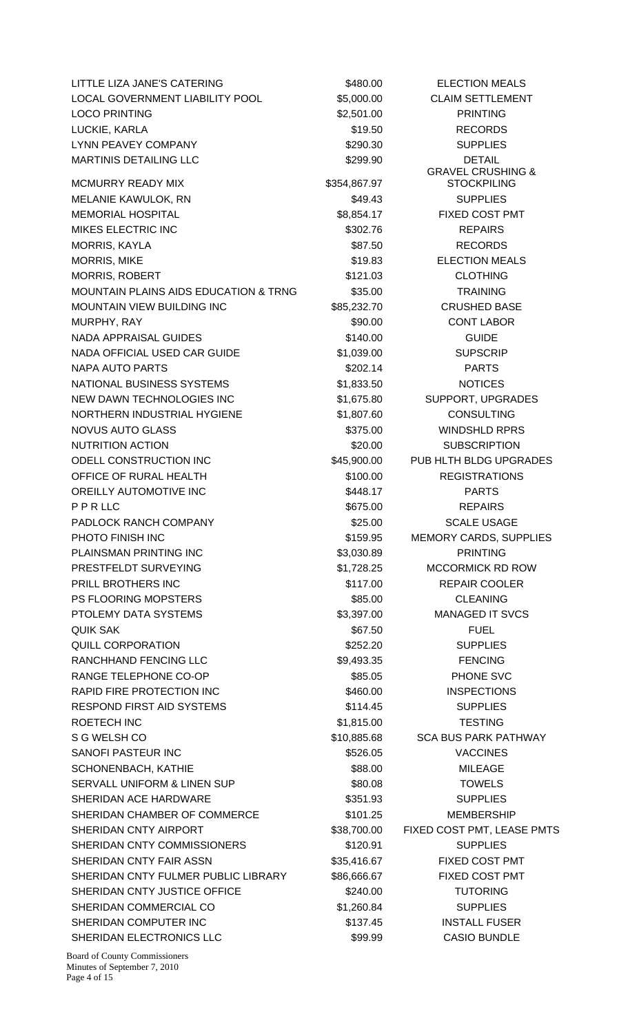| | | |
|---|---|---|
| LITTLE LIZA JANE'S CATERING | $480.00 | ELECTION MEALS |
| LOCAL GOVERNMENT LIABILITY POOL | $5,000.00 | CLAIM SETTLEMENT |
| LOCO PRINTING | $2,501.00 | PRINTING |
| LUCKIE, KARLA | $19.50 | RECORDS |
| LYNN PEAVEY COMPANY | $290.30 | SUPPLIES |
| MARTINIS DETAILING LLC | $299.90 | DETAIL |
| MCMURRY READY MIX | $354,867.97 | GRAVEL CRUSHING & STOCKPILING |
| MELANIE KAWULOK, RN | $49.43 | SUPPLIES |
| MEMORIAL HOSPITAL | $8,854.17 | FIXED COST PMT |
| MIKES ELECTRIC INC | $302.76 | REPAIRS |
| MORRIS, KAYLA | $87.50 | RECORDS |
| MORRIS, MIKE | $19.83 | ELECTION MEALS |
| MORRIS, ROBERT | $121.03 | CLOTHING |
| MOUNTAIN PLAINS AIDS EDUCATION & TRNG | $35.00 | TRAINING |
| MOUNTAIN VIEW BUILDING INC | $85,232.70 | CRUSHED BASE |
| MURPHY, RAY | $90.00 | CONT LABOR |
| NADA APPRAISAL GUIDES | $140.00 | GUIDE |
| NADA OFFICIAL USED CAR GUIDE | $1,039.00 | SUPSCRIP |
| NAPA AUTO PARTS | $202.14 | PARTS |
| NATIONAL BUSINESS SYSTEMS | $1,833.50 | NOTICES |
| NEW DAWN TECHNOLOGIES INC | $1,675.80 | SUPPORT, UPGRADES |
| NORTHERN INDUSTRIAL HYGIENE | $1,807.60 | CONSULTING |
| NOVUS AUTO GLASS | $375.00 | WINDSHLD RPRS |
| NUTRITION ACTION | $20.00 | SUBSCRIPTION |
| ODELL CONSTRUCTION INC | $45,900.00 | PUB HLTH BLDG UPGRADES |
| OFFICE OF RURAL HEALTH | $100.00 | REGISTRATIONS |
| OREILLY AUTOMOTIVE INC | $448.17 | PARTS |
| P P R LLC | $675.00 | REPAIRS |
| PADLOCK RANCH COMPANY | $25.00 | SCALE USAGE |
| PHOTO FINISH INC | $159.95 | MEMORY CARDS, SUPPLIES |
| PLAINSMAN PRINTING INC | $3,030.89 | PRINTING |
| PRESTFELDT SURVEYING | $1,728.25 | MCCORMICK RD ROW |
| PRILL BROTHERS INC | $117.00 | REPAIR COOLER |
| PS FLOORING MOPSTERS | $85.00 | CLEANING |
| PTOLEMY DATA SYSTEMS | $3,397.00 | MANAGED IT SVCS |
| QUIK SAK | $67.50 | FUEL |
| QUILL CORPORATION | $252.20 | SUPPLIES |
| RANCHHAND FENCING LLC | $9,493.35 | FENCING |
| RANGE TELEPHONE CO-OP | $85.05 | PHONE SVC |
| RAPID FIRE PROTECTION INC | $460.00 | INSPECTIONS |
| RESPOND FIRST AID SYSTEMS | $114.45 | SUPPLIES |
| ROETECH INC | $1,815.00 | TESTING |
| S G WELSH CO | $10,885.68 | SCA BUS PARK PATHWAY |
| SANOFI PASTEUR INC | $526.05 | VACCINES |
| SCHONENBACH, KATHIE | $88.00 | MILEAGE |
| SERVALL UNIFORM & LINEN SUP | $80.08 | TOWELS |
| SHERIDAN ACE HARDWARE | $351.93 | SUPPLIES |
| SHERIDAN CHAMBER OF COMMERCE | $101.25 | MEMBERSHIP |
| SHERIDAN CNTY AIRPORT | $38,700.00 | FIXED COST PMT, LEASE PMTS |
| SHERIDAN CNTY COMMISSIONERS | $120.91 | SUPPLIES |
| SHERIDAN CNTY FAIR ASSN | $35,416.67 | FIXED COST PMT |
| SHERIDAN CNTY FULMER PUBLIC LIBRARY | $86,666.67 | FIXED COST PMT |
| SHERIDAN CNTY JUSTICE OFFICE | $240.00 | TUTORING |
| SHERIDAN COMMERCIAL CO | $1,260.84 | SUPPLIES |
| SHERIDAN COMPUTER INC | $137.45 | INSTALL FUSER |
| SHERIDAN ELECTRONICS LLC | $99.99 | CASIO BUNDLE |

Board of County Commissioners
Minutes of September 7, 2010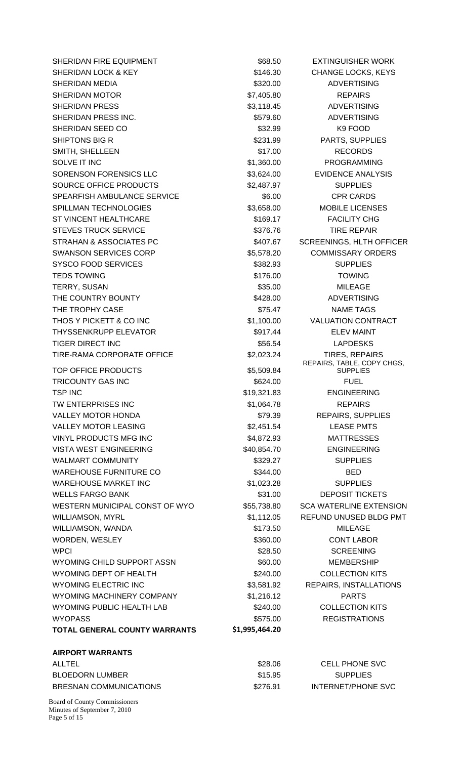| | | |
|---|---|---|
| SHERIDAN FIRE EQUIPMENT | $68.50 | EXTINGUISHER WORK |
| SHERIDAN LOCK & KEY | $146.30 | CHANGE LOCKS, KEYS |
| SHERIDAN MEDIA | $320.00 | ADVERTISING |
| SHERIDAN MOTOR | $7,405.80 | REPAIRS |
| SHERIDAN PRESS | $3,118.45 | ADVERTISING |
| SHERIDAN PRESS INC. | $579.60 | ADVERTISING |
| SHERIDAN SEED CO | $32.99 | K9 FOOD |
| SHIPTONS BIG R | $231.99 | PARTS, SUPPLIES |
| SMITH, SHELLEEN | $17.00 | RECORDS |
| SOLVE IT INC | $1,360.00 | PROGRAMMING |
| SORENSON FORENSICS LLC | $3,624.00 | EVIDENCE ANALYSIS |
| SOURCE OFFICE PRODUCTS | $2,487.97 | SUPPLIES |
| SPEARFISH AMBULANCE SERVICE | $6.00 | CPR CARDS |
| SPILLMAN TECHNOLOGIES | $3,658.00 | MOBILE LICENSES |
| ST VINCENT HEALTHCARE | $169.17 | FACILITY CHG |
| STEVES TRUCK SERVICE | $376.76 | TIRE REPAIR |
| STRAHAN & ASSOCIATES PC | $407.67 | SCREENINGS, HLTH OFFICER |
| SWANSON SERVICES CORP | $5,578.20 | COMMISSARY ORDERS |
| SYSCO FOOD SERVICES | $382.93 | SUPPLIES |
| TEDS TOWING | $176.00 | TOWING |
| TERRY, SUSAN | $35.00 | MILEAGE |
| THE COUNTRY BOUNTY | $428.00 | ADVERTISING |
| THE TROPHY CASE | $75.47 | NAME TAGS |
| THOS Y PICKETT & CO INC | $1,100.00 | VALUATION CONTRACT |
| THYSSENKRUPP ELEVATOR | $917.44 | ELEV MAINT |
| TIGER DIRECT INC | $56.54 | LAPDESKS |
| TIRE-RAMA CORPORATE OFFICE | $2,023.24 | TIRES, REPAIRS |
| TOP OFFICE PRODUCTS | $5,509.84 | REPAIRS, TABLE, COPY CHGS, SUPPLIES |
| TRICOUNTY GAS INC | $624.00 | FUEL |
| TSP INC | $19,321.83 | ENGINEERING |
| TW ENTERPRISES INC | $1,064.78 | REPAIRS |
| VALLEY MOTOR HONDA | $79.39 | REPAIRS, SUPPLIES |
| VALLEY MOTOR LEASING | $2,451.54 | LEASE PMTS |
| VINYL PRODUCTS MFG INC | $4,872.93 | MATTRESSES |
| VISTA WEST ENGINEERING | $40,854.70 | ENGINEERING |
| WALMART COMMUNITY | $329.27 | SUPPLIES |
| WAREHOUSE FURNITURE CO | $344.00 | BED |
| WAREHOUSE MARKET INC | $1,023.28 | SUPPLIES |
| WELLS FARGO BANK | $31.00 | DEPOSIT TICKETS |
| WESTERN MUNICIPAL CONST OF WYO | $55,738.80 | SCA WATERLINE EXTENSION |
| WILLIAMSON, MYRL | $1,112.05 | REFUND UNUSED BLDG PMT |
| WILLIAMSON, WANDA | $173.50 | MILEAGE |
| WORDEN, WESLEY | $360.00 | CONT LABOR |
| WPCI | $28.50 | SCREENING |
| WYOMING CHILD SUPPORT ASSN | $60.00 | MEMBERSHIP |
| WYOMING DEPT OF HEALTH | $240.00 | COLLECTION KITS |
| WYOMING ELECTRIC INC | $3,581.92 | REPAIRS, INSTALLATIONS |
| WYOMING MACHINERY COMPANY | $1,216.12 | PARTS |
| WYOMING PUBLIC HEALTH LAB | $240.00 | COLLECTION KITS |
| WYOPASS | $575.00 | REGISTRATIONS |
| **TOTAL GENERAL COUNTY WARRANTS** | **$1,995,464.20** | |

**AIRPORT WARRANTS**

| | | |
|---|---|---|
| ALLTEL | $28.06 | CELL PHONE SVC |
| BLOEDORN LUMBER | $15.95 | SUPPLIES |
| BRESNAN COMMUNICATIONS | $276.91 | INTERNET/PHONE SVC |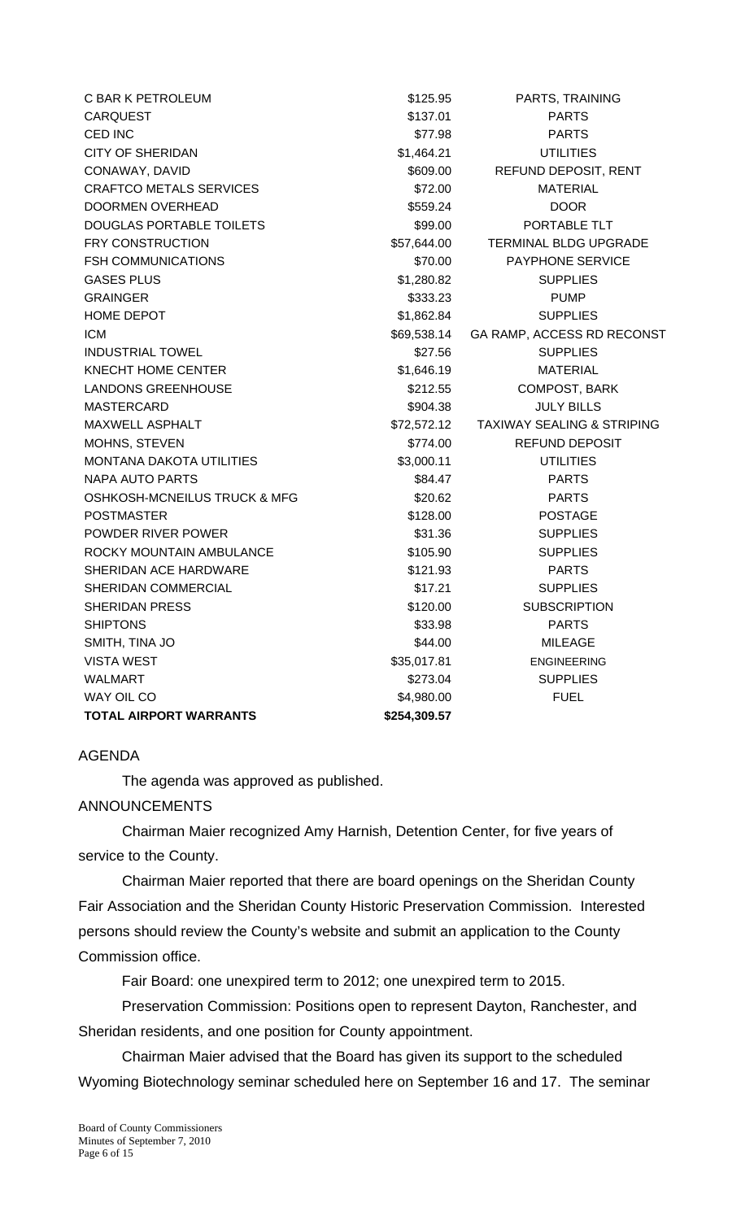| | | |
|---|---|---|
| C BAR K PETROLEUM | $125.95 | PARTS, TRAINING |
| CARQUEST | $137.01 | PARTS |
| CED INC | $77.98 | PARTS |
| CITY OF SHERIDAN | $1,464.21 | UTILITIES |
| CONAWAY, DAVID | $609.00 | REFUND DEPOSIT, RENT |
| CRAFTCO METALS SERVICES | $72.00 | MATERIAL |
| DOORMEN OVERHEAD | $559.24 | DOOR |
| DOUGLAS PORTABLE TOILETS | $99.00 | PORTABLE TLT |
| FRY CONSTRUCTION | $57,644.00 | TERMINAL BLDG UPGRADE |
| FSH COMMUNICATIONS | $70.00 | PAYPHONE SERVICE |
| GASES PLUS | $1,280.82 | SUPPLIES |
| GRAINGER | $333.23 | PUMP |
| HOME DEPOT | $1,862.84 | SUPPLIES |
| ICM | $69,538.14 | GA RAMP, ACCESS RD RECONST |
| INDUSTRIAL TOWEL | $27.56 | SUPPLIES |
| KNECHT HOME CENTER | $1,646.19 | MATERIAL |
| LANDONS GREENHOUSE | $212.55 | COMPOST, BARK |
| MASTERCARD | $904.38 | JULY BILLS |
| MAXWELL ASPHALT | $72,572.12 | TAXIWAY SEALING & STRIPING |
| MOHNS, STEVEN | $774.00 | REFUND DEPOSIT |
| MONTANA DAKOTA UTILITIES | $3,000.11 | UTILITIES |
| NAPA AUTO PARTS | $84.47 | PARTS |
| OSHKOSH-MCNEILUS TRUCK & MFG | $20.62 | PARTS |
| POSTMASTER | $128.00 | POSTAGE |
| POWDER RIVER POWER | $31.36 | SUPPLIES |
| ROCKY MOUNTAIN AMBULANCE | $105.90 | SUPPLIES |
| SHERIDAN ACE HARDWARE | $121.93 | PARTS |
| SHERIDAN COMMERCIAL | $17.21 | SUPPLIES |
| SHERIDAN PRESS | $120.00 | SUBSCRIPTION |
| SHIPTONS | $33.98 | PARTS |
| SMITH, TINA JO | $44.00 | MILEAGE |
| VISTA WEST | $35,017.81 | ENGINEERING |
| WALMART | $273.04 | SUPPLIES |
| WAY OIL CO | $4,980.00 | FUEL |
| **TOTAL AIRPORT WARRANTS** | **$254,309.57** | |

AGENDA

The agenda was approved as published.

ANNOUNCEMENTS

Chairman Maier recognized Amy Harnish, Detention Center, for five years of service to the County.

Chairman Maier reported that there are board openings on the Sheridan County Fair Association and the Sheridan County Historic Preservation Commission. Interested persons should review the County's website and submit an application to the County Commission office.

Fair Board: one unexpired term to 2012; one unexpired term to 2015.

Preservation Commission: Positions open to represent Dayton, Ranchester, and Sheridan residents, and one position for County appointment.

Chairman Maier advised that the Board has given its support to the scheduled Wyoming Biotechnology seminar scheduled here on September 16 and 17. The seminar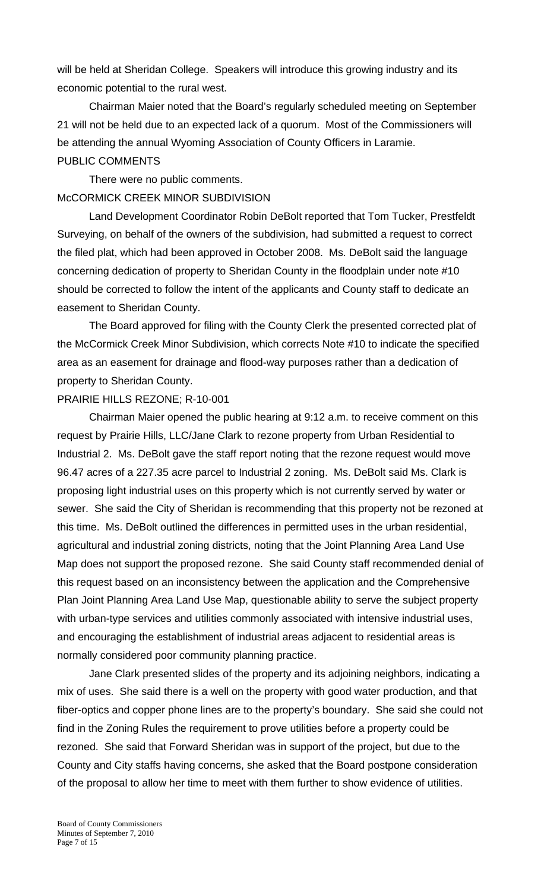will be held at Sheridan College. Speakers will introduce this growing industry and its economic potential to the rural west.

Chairman Maier noted that the Board's regularly scheduled meeting on September 21 will not be held due to an expected lack of a quorum. Most of the Commissioners will be attending the annual Wyoming Association of County Officers in Laramie.

PUBLIC COMMENTS

There were no public comments.

McCORMICK CREEK MINOR SUBDIVISION

Land Development Coordinator Robin DeBolt reported that Tom Tucker, Prestfeldt Surveying, on behalf of the owners of the subdivision, had submitted a request to correct the filed plat, which had been approved in October 2008. Ms. DeBolt said the language concerning dedication of property to Sheridan County in the floodplain under note #10 should be corrected to follow the intent of the applicants and County staff to dedicate an easement to Sheridan County.

The Board approved for filing with the County Clerk the presented corrected plat of the McCormick Creek Minor Subdivision, which corrects Note #10 to indicate the specified area as an easement for drainage and flood-way purposes rather than a dedication of property to Sheridan County.

PRAIRIE HILLS REZONE; R-10-001

Chairman Maier opened the public hearing at 9:12 a.m. to receive comment on this request by Prairie Hills, LLC/Jane Clark to rezone property from Urban Residential to Industrial 2. Ms. DeBolt gave the staff report noting that the rezone request would move 96.47 acres of a 227.35 acre parcel to Industrial 2 zoning. Ms. DeBolt said Ms. Clark is proposing light industrial uses on this property which is not currently served by water or sewer. She said the City of Sheridan is recommending that this property not be rezoned at this time. Ms. DeBolt outlined the differences in permitted uses in the urban residential, agricultural and industrial zoning districts, noting that the Joint Planning Area Land Use Map does not support the proposed rezone. She said County staff recommended denial of this request based on an inconsistency between the application and the Comprehensive Plan Joint Planning Area Land Use Map, questionable ability to serve the subject property with urban-type services and utilities commonly associated with intensive industrial uses, and encouraging the establishment of industrial areas adjacent to residential areas is normally considered poor community planning practice.

Jane Clark presented slides of the property and its adjoining neighbors, indicating a mix of uses. She said there is a well on the property with good water production, and that fiber-optics and copper phone lines are to the property's boundary. She said she could not find in the Zoning Rules the requirement to prove utilities before a property could be rezoned. She said that Forward Sheridan was in support of the project, but due to the County and City staffs having concerns, she asked that the Board postpone consideration of the proposal to allow her time to meet with them further to show evidence of utilities.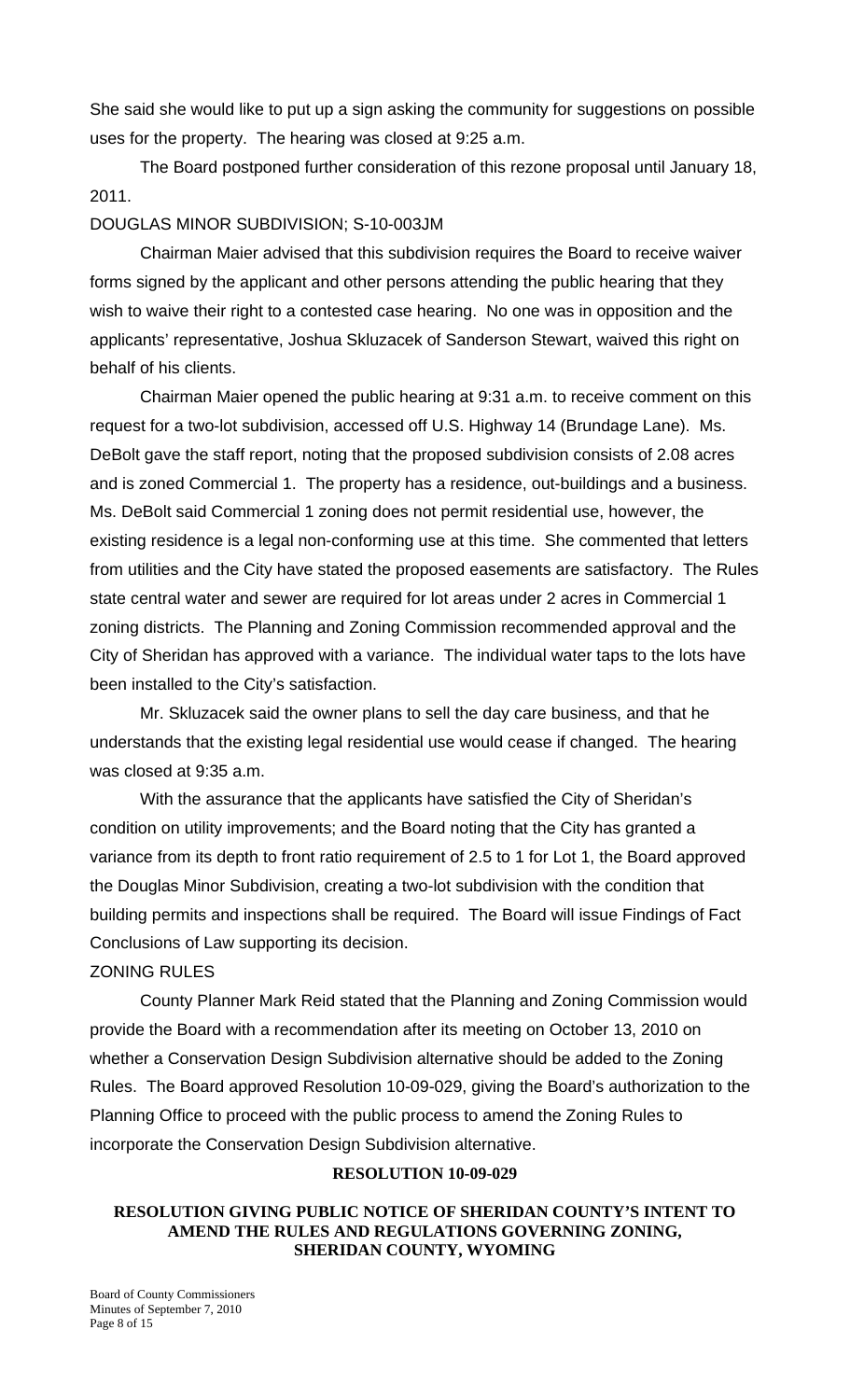She said she would like to put up a sign asking the community for suggestions on possible uses for the property. The hearing was closed at 9:25 a.m.

The Board postponed further consideration of this rezone proposal until January 18, 2011.

DOUGLAS MINOR SUBDIVISION; S-10-003JM

Chairman Maier advised that this subdivision requires the Board to receive waiver forms signed by the applicant and other persons attending the public hearing that they wish to waive their right to a contested case hearing. No one was in opposition and the applicants' representative, Joshua Skluzacek of Sanderson Stewart, waived this right on behalf of his clients.

Chairman Maier opened the public hearing at 9:31 a.m. to receive comment on this request for a two-lot subdivision, accessed off U.S. Highway 14 (Brundage Lane). Ms. DeBolt gave the staff report, noting that the proposed subdivision consists of 2.08 acres and is zoned Commercial 1. The property has a residence, out-buildings and a business. Ms. DeBolt said Commercial 1 zoning does not permit residential use, however, the existing residence is a legal non-conforming use at this time. She commented that letters from utilities and the City have stated the proposed easements are satisfactory. The Rules state central water and sewer are required for lot areas under 2 acres in Commercial 1 zoning districts. The Planning and Zoning Commission recommended approval and the City of Sheridan has approved with a variance. The individual water taps to the lots have been installed to the City's satisfaction.

Mr. Skluzacek said the owner plans to sell the day care business, and that he understands that the existing legal residential use would cease if changed. The hearing was closed at 9:35 a.m.

With the assurance that the applicants have satisfied the City of Sheridan's condition on utility improvements; and the Board noting that the City has granted a variance from its depth to front ratio requirement of 2.5 to 1 for Lot 1, the Board approved the Douglas Minor Subdivision, creating a two-lot subdivision with the condition that building permits and inspections shall be required. The Board will issue Findings of Fact Conclusions of Law supporting its decision.

ZONING RULES

County Planner Mark Reid stated that the Planning and Zoning Commission would provide the Board with a recommendation after its meeting on October 13, 2010 on whether a Conservation Design Subdivision alternative should be added to the Zoning Rules. The Board approved Resolution 10-09-029, giving the Board's authorization to the Planning Office to proceed with the public process to amend the Zoning Rules to incorporate the Conservation Design Subdivision alternative.

**RESOLUTION 10-09-029**

**RESOLUTION GIVING PUBLIC NOTICE OF SHERIDAN COUNTY'S INTENT TO AMEND THE RULES AND REGULATIONS GOVERNING ZONING, SHERIDAN COUNTY, WYOMING**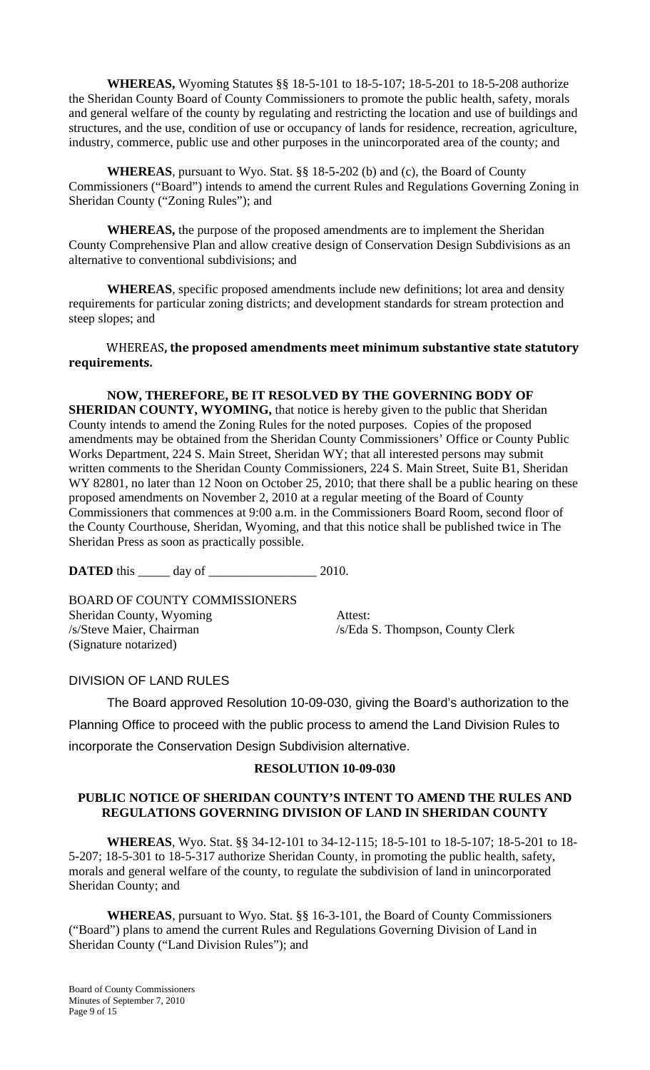**WHEREAS,** Wyoming Statutes §§ 18-5-101 to 18-5-107; 18-5-201 to 18-5-208 authorize the Sheridan County Board of County Commissioners to promote the public health, safety, morals and general welfare of the county by regulating and restricting the location and use of buildings and structures, and the use, condition of use or occupancy of lands for residence, recreation, agriculture, industry, commerce, public use and other purposes in the unincorporated area of the county; and

**WHEREAS**, pursuant to Wyo. Stat. §§ 18-5-202 (b) and (c), the Board of County Commissioners ("Board") intends to amend the current Rules and Regulations Governing Zoning in Sheridan County ("Zoning Rules"); and

**WHEREAS,** the purpose of the proposed amendments are to implement the Sheridan County Comprehensive Plan and allow creative design of Conservation Design Subdivisions as an alternative to conventional subdivisions; and

**WHEREAS**, specific proposed amendments include new definitions; lot area and density requirements for particular zoning districts; and development standards for stream protection and steep slopes; and

WHEREAS**, the proposed amendments meet minimum substantive state statutory requirements.**

**NOW, THEREFORE, BE IT RESOLVED BY THE GOVERNING BODY OF SHERIDAN COUNTY, WYOMING,** that notice is hereby given to the public that Sheridan County intends to amend the Zoning Rules for the noted purposes. Copies of the proposed amendments may be obtained from the Sheridan County Commissioners' Office or County Public Works Department, 224 S. Main Street, Sheridan WY; that all interested persons may submit written comments to the Sheridan County Commissioners, 224 S. Main Street, Suite B1, Sheridan WY 82801, no later than 12 Noon on October 25, 2010; that there shall be a public hearing on these proposed amendments on November 2, 2010 at a regular meeting of the Board of County Commissioners that commences at 9:00 a.m. in the Commissioners Board Room, second floor of the County Courthouse, Sheridan, Wyoming, and that this notice shall be published twice in The Sheridan Press as soon as practically possible.

**DATED** this _____ day of _________________ 2010.

BOARD OF COUNTY COMMISSIONERS
Sheridan County, Wyoming
/s/Steve Maier, Chairman
(Signature notarized)

Attest:
/s/Eda S. Thompson, County Clerk

DIVISION OF LAND RULES

The Board approved Resolution 10-09-030, giving the Board's authorization to the Planning Office to proceed with the public process to amend the Land Division Rules to incorporate the Conservation Design Subdivision alternative.

**RESOLUTION 10-09-030**

**PUBLIC NOTICE OF SHERIDAN COUNTY'S INTENT TO AMEND THE RULES AND REGULATIONS GOVERNING DIVISION OF LAND IN SHERIDAN COUNTY**

**WHEREAS**, Wyo. Stat. §§ 34-12-101 to 34-12-115; 18-5-101 to 18-5-107; 18-5-201 to 18-5-207; 18-5-301 to 18-5-317 authorize Sheridan County, in promoting the public health, safety, morals and general welfare of the county, to regulate the subdivision of land in unincorporated Sheridan County; and

**WHEREAS**, pursuant to Wyo. Stat. §§ 16-3-101, the Board of County Commissioners ("Board") plans to amend the current Rules and Regulations Governing Division of Land in Sheridan County ("Land Division Rules"); and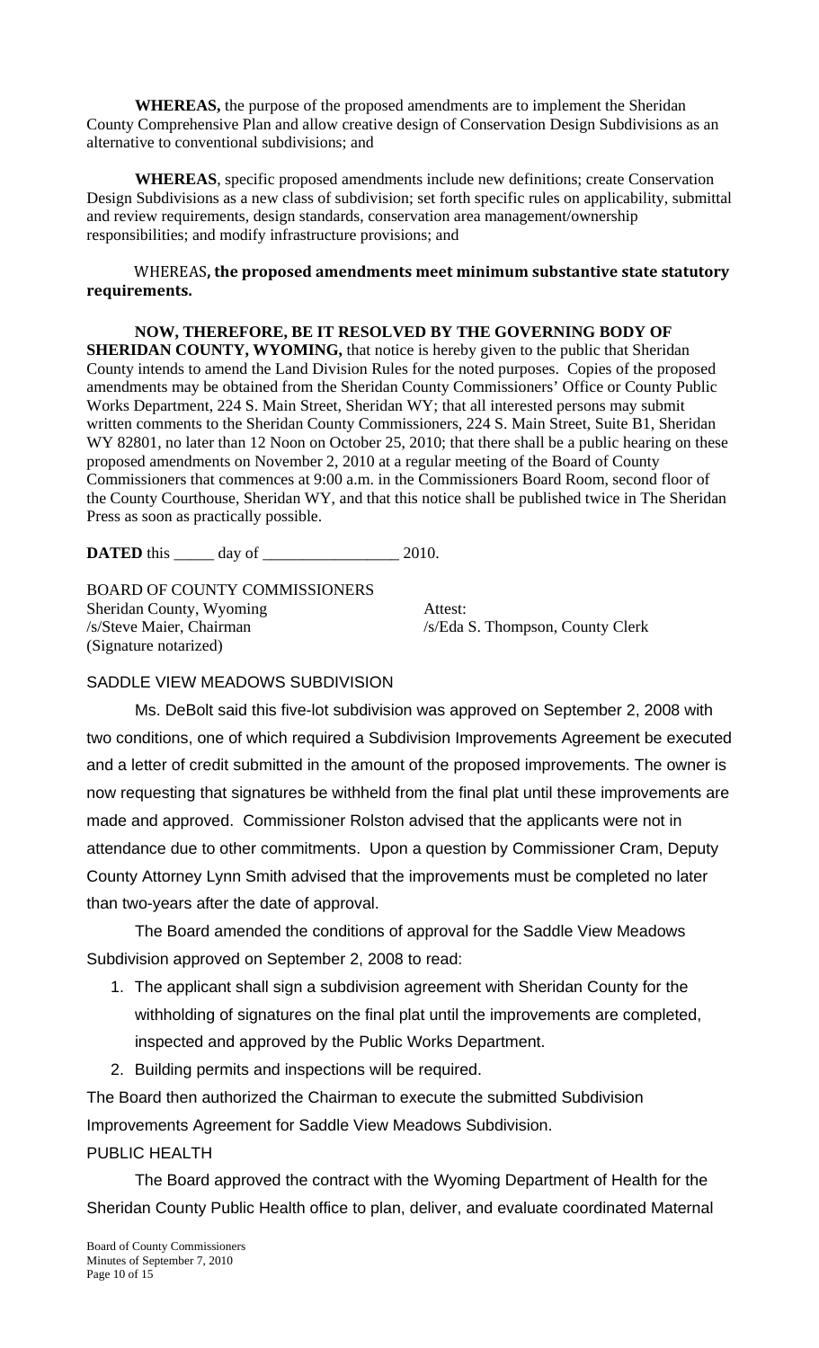**WHEREAS,** the purpose of the proposed amendments are to implement the Sheridan County Comprehensive Plan and allow creative design of Conservation Design Subdivisions as an alternative to conventional subdivisions; and

**WHEREAS**, specific proposed amendments include new definitions; create Conservation Design Subdivisions as a new class of subdivision; set forth specific rules on applicability, submittal and review requirements, design standards, conservation area management/ownership responsibilities; and modify infrastructure provisions; and

WHEREAS**, the proposed amendments meet minimum substantive state statutory requirements.**

**NOW, THEREFORE, BE IT RESOLVED BY THE GOVERNING BODY OF SHERIDAN COUNTY, WYOMING,** that notice is hereby given to the public that Sheridan County intends to amend the Land Division Rules for the noted purposes. Copies of the proposed amendments may be obtained from the Sheridan County Commissioners' Office or County Public Works Department, 224 S. Main Street, Sheridan WY; that all interested persons may submit written comments to the Sheridan County Commissioners, 224 S. Main Street, Suite B1, Sheridan WY 82801, no later than 12 Noon on October 25, 2010; that there shall be a public hearing on these proposed amendments on November 2, 2010 at a regular meeting of the Board of County Commissioners that commences at 9:00 a.m. in the Commissioners Board Room, second floor of the County Courthouse, Sheridan WY, and that this notice shall be published twice in The Sheridan Press as soon as practically possible.

**DATED** this _____ day of _________________ 2010.

BOARD OF COUNTY COMMISSIONERS
Sheridan County, Wyoming
/s/Steve Maier, Chairman
(Signature notarized)

Attest:
/s/Eda S. Thompson, County Clerk

SADDLE VIEW MEADOWS SUBDIVISION

Ms. DeBolt said this five-lot subdivision was approved on September 2, 2008 with two conditions, one of which required a Subdivision Improvements Agreement be executed and a letter of credit submitted in the amount of the proposed improvements. The owner is now requesting that signatures be withheld from the final plat until these improvements are made and approved. Commissioner Rolston advised that the applicants were not in attendance due to other commitments. Upon a question by Commissioner Cram, Deputy County Attorney Lynn Smith advised that the improvements must be completed no later than two-years after the date of approval.

The Board amended the conditions of approval for the Saddle View Meadows Subdivision approved on September 2, 2008 to read:

1. The applicant shall sign a subdivision agreement with Sheridan County for the withholding of signatures on the final plat until the improvements are completed, inspected and approved by the Public Works Department.
2. Building permits and inspections will be required.

The Board then authorized the Chairman to execute the submitted Subdivision Improvements Agreement for Saddle View Meadows Subdivision.

PUBLIC HEALTH

The Board approved the contract with the Wyoming Department of Health for the Sheridan County Public Health office to plan, deliver, and evaluate coordinated Maternal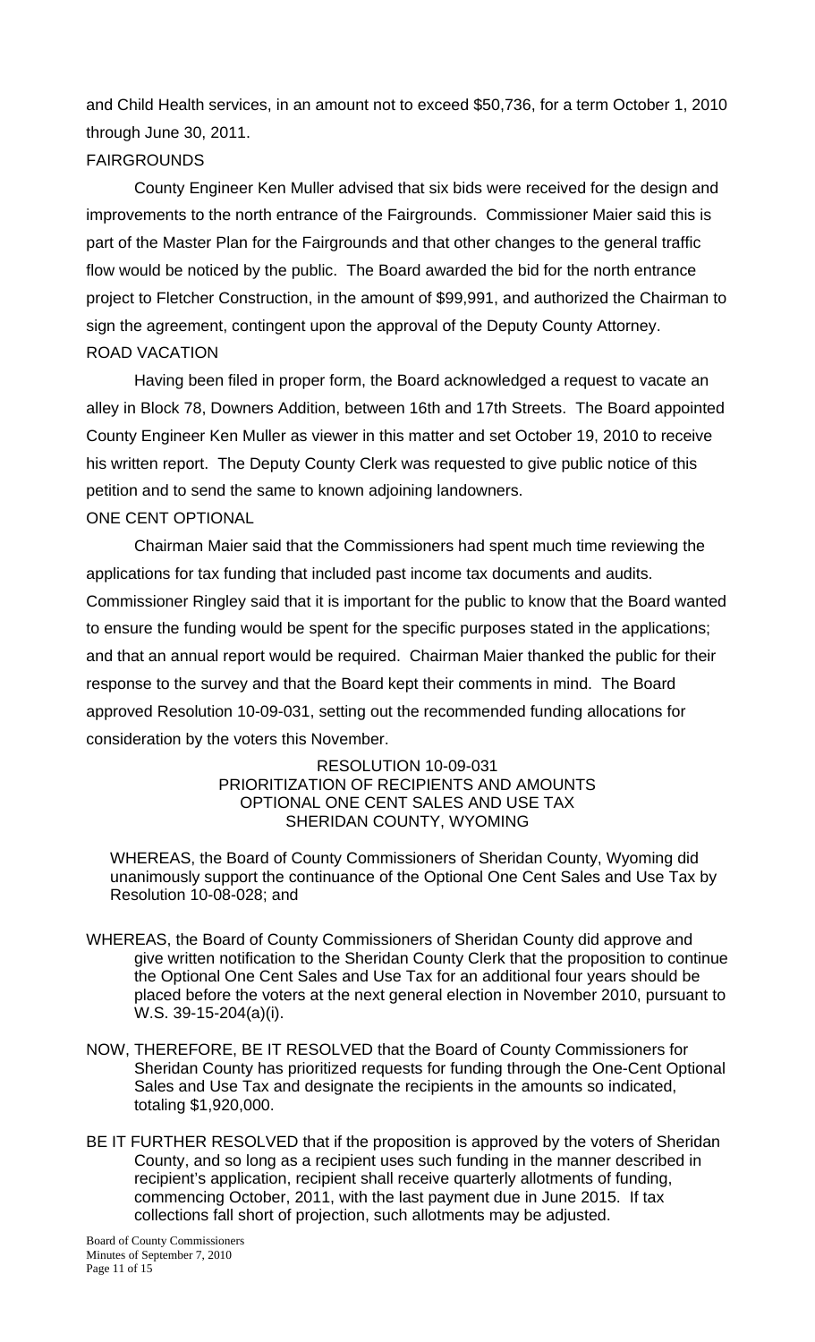and Child Health services, in an amount not to exceed $50,736, for a term October 1, 2010 through June 30, 2011.

FAIRGROUNDS

County Engineer Ken Muller advised that six bids were received for the design and improvements to the north entrance of the Fairgrounds. Commissioner Maier said this is part of the Master Plan for the Fairgrounds and that other changes to the general traffic flow would be noticed by the public. The Board awarded the bid for the north entrance project to Fletcher Construction, in the amount of $99,991, and authorized the Chairman to sign the agreement, contingent upon the approval of the Deputy County Attorney.

ROAD VACATION

Having been filed in proper form, the Board acknowledged a request to vacate an alley in Block 78, Downers Addition, between 16th and 17th Streets. The Board appointed County Engineer Ken Muller as viewer in this matter and set October 19, 2010 to receive his written report. The Deputy County Clerk was requested to give public notice of this petition and to send the same to known adjoining landowners.

ONE CENT OPTIONAL

Chairman Maier said that the Commissioners had spent much time reviewing the applications for tax funding that included past income tax documents and audits. Commissioner Ringley said that it is important for the public to know that the Board wanted to ensure the funding would be spent for the specific purposes stated in the applications; and that an annual report would be required. Chairman Maier thanked the public for their response to the survey and that the Board kept their comments in mind. The Board approved Resolution 10-09-031, setting out the recommended funding allocations for consideration by the voters this November.

RESOLUTION 10-09-031
PRIORITIZATION OF RECIPIENTS AND AMOUNTS
OPTIONAL ONE CENT SALES AND USE TAX
SHERIDAN COUNTY, WYOMING

WHEREAS, the Board of County Commissioners of Sheridan County, Wyoming did unanimously support the continuance of the Optional One Cent Sales and Use Tax by Resolution 10-08-028; and

WHEREAS, the Board of County Commissioners of Sheridan County did approve and give written notification to the Sheridan County Clerk that the proposition to continue the Optional One Cent Sales and Use Tax for an additional four years should be placed before the voters at the next general election in November 2010, pursuant to W.S. 39-15-204(a)(i).

NOW, THEREFORE, BE IT RESOLVED that the Board of County Commissioners for Sheridan County has prioritized requests for funding through the One-Cent Optional Sales and Use Tax and designate the recipients in the amounts so indicated, totaling $1,920,000.

BE IT FURTHER RESOLVED that if the proposition is approved by the voters of Sheridan County, and so long as a recipient uses such funding in the manner described in recipient's application, recipient shall receive quarterly allotments of funding, commencing October, 2011, with the last payment due in June 2015. If tax collections fall short of projection, such allotments may be adjusted.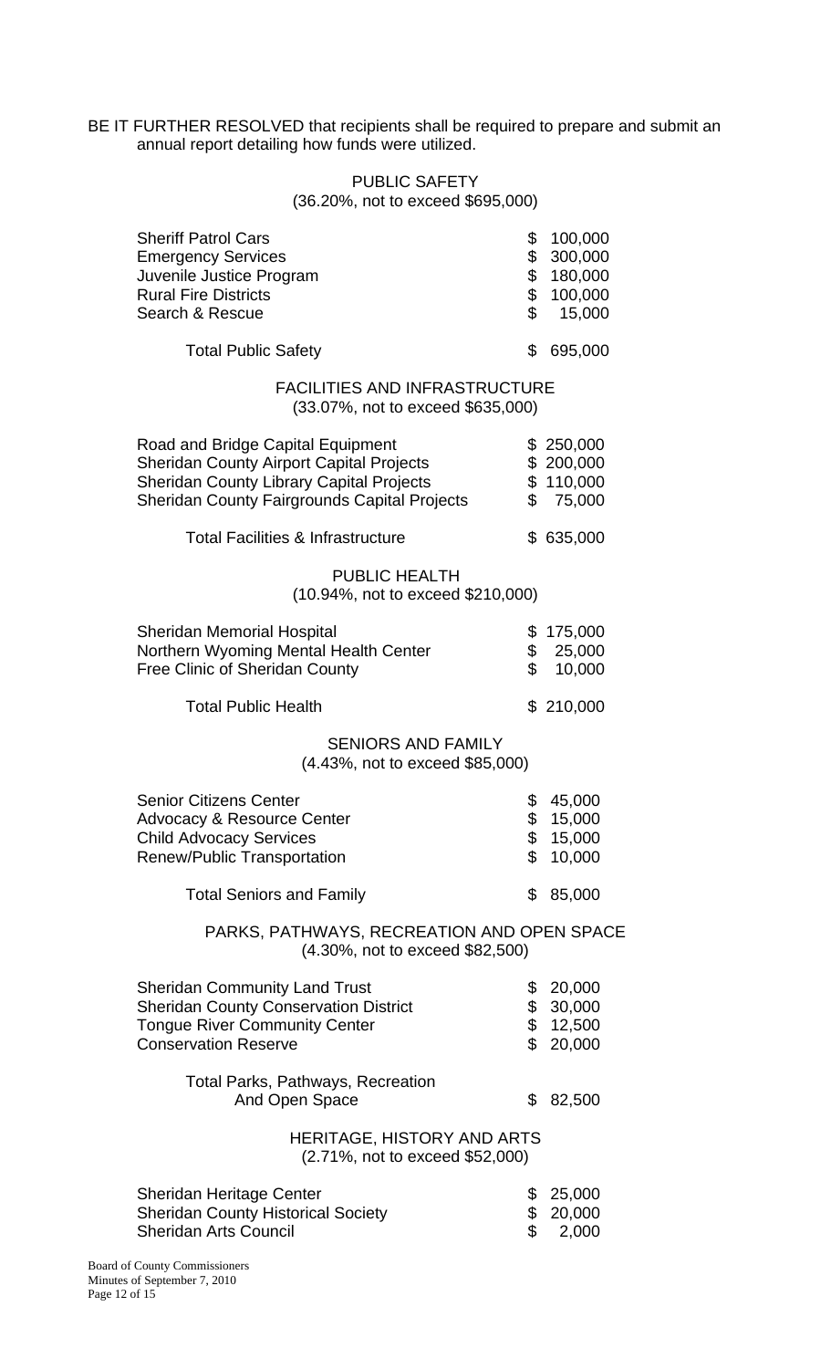BE IT FURTHER RESOLVED that recipients shall be required to prepare and submit an annual report detailing how funds were utilized.

**PUBLIC SAFETY**
(36.20%, not to exceed $695,000)

| | |
|---|---|
| Sheriff Patrol Cars | $ 100,000 |
| Emergency Services | $ 300,000 |
| Juvenile Justice Program | $ 180,000 |
| Rural Fire Districts | $ 100,000 |
| Search & Rescue | $ 15,000 |
| Total Public Safety | $ 695,000 |

**FACILITIES AND INFRASTRUCTURE**
(33.07%, not to exceed $635,000)

| | |
|---|---|
| Road and Bridge Capital Equipment | $ 250,000 |
| Sheridan County Airport Capital Projects | $ 200,000 |
| Sheridan County Library Capital Projects | $ 110,000 |
| Sheridan County Fairgrounds Capital Projects | $ 75,000 |
| Total Facilities & Infrastructure | $ 635,000 |

**PUBLIC HEALTH**
(10.94%, not to exceed $210,000)

| | |
|---|---|
| Sheridan Memorial Hospital | $ 175,000 |
| Northern Wyoming Mental Health Center | $ 25,000 |
| Free Clinic of Sheridan County | $ 10,000 |
| Total Public Health | $ 210,000 |

**SENIORS AND FAMILY**
(4.43%, not to exceed $85,000)

| | |
|---|---|
| Senior Citizens Center | $ 45,000 |
| Advocacy & Resource Center | $ 15,000 |
| Child Advocacy Services | $ 15,000 |
| Renew/Public Transportation | $ 10,000 |
| Total Seniors and Family | $ 85,000 |

**PARKS, PATHWAYS, RECREATION AND OPEN SPACE**
(4.30%, not to exceed $82,500)

| | |
|---|---|
| Sheridan Community Land Trust | $ 20,000 |
| Sheridan County Conservation District | $ 30,000 |
| Tongue River Community Center | $ 12,500 |
| Conservation Reserve | $ 20,000 |
| Total Parks, Pathways, Recreation And Open Space | $ 82,500 |

**HERITAGE, HISTORY AND ARTS**
(2.71%, not to exceed $52,000)

| | |
|---|---|
| Sheridan Heritage Center | $ 25,000 |
| Sheridan County Historical Society | $ 20,000 |
| Sheridan Arts Council | $ 2,000 |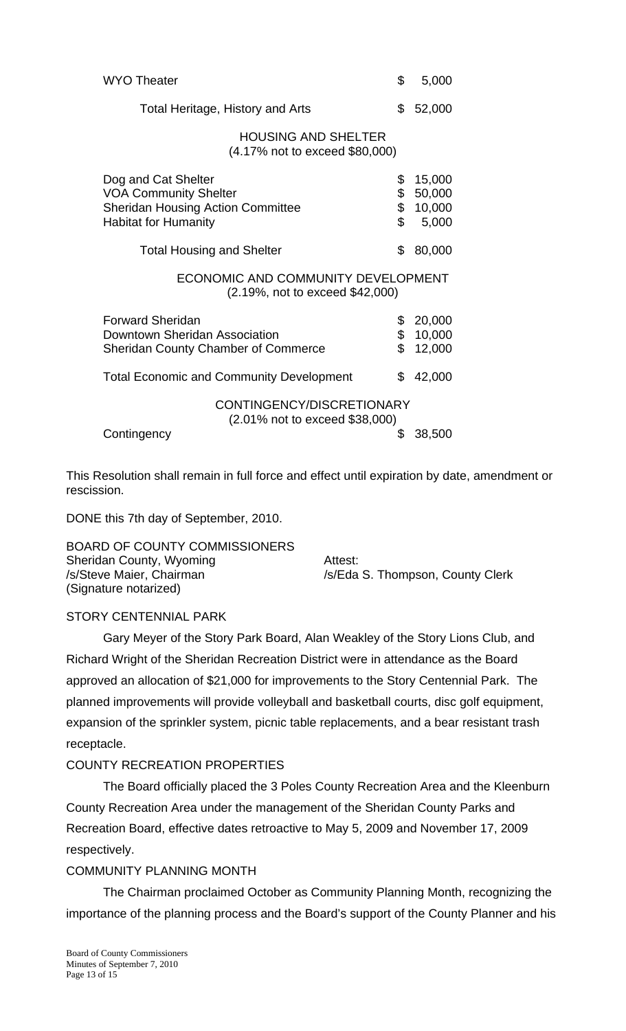| | |
|---|---|
| WYO Theater | $ 5,000 |
| Total Heritage, History and Arts | $ 52,000 |

HOUSING AND SHELTER
(4.17% not to exceed $80,000)

| | |
|---|---|
| Dog and Cat Shelter | $ 15,000 |
| VOA Community Shelter | $ 50,000 |
| Sheridan Housing Action Committee | $ 10,000 |
| Habitat for Humanity | $ 5,000 |
| Total Housing and Shelter | $ 80,000 |

ECONOMIC AND COMMUNITY DEVELOPMENT
(2.19%, not to exceed $42,000)

| | |
|---|---|
| Forward Sheridan | $ 20,000 |
| Downtown Sheridan Association | $ 10,000 |
| Sheridan County Chamber of Commerce | $ 12,000 |
| Total Economic and Community Development | $ 42,000 |

CONTINGENCY/DISCRETIONARY
(2.01% not to exceed $38,000)

| | |
|---|---|
| Contingency | $ 38,500 |

This Resolution shall remain in full force and effect until expiration by date, amendment or rescission.

DONE this 7th day of September, 2010.

BOARD OF COUNTY COMMISSIONERS
Sheridan County, Wyoming
/s/Steve Maier, Chairman
(Signature notarized)

Attest:
/s/Eda S. Thompson, County Clerk

STORY CENTENNIAL PARK

Gary Meyer of the Story Park Board, Alan Weakley of the Story Lions Club, and Richard Wright of the Sheridan Recreation District were in attendance as the Board approved an allocation of $21,000 for improvements to the Story Centennial Park. The planned improvements will provide volleyball and basketball courts, disc golf equipment, expansion of the sprinkler system, picnic table replacements, and a bear resistant trash receptacle.

COUNTY RECREATION PROPERTIES

The Board officially placed the 3 Poles County Recreation Area and the Kleenburn County Recreation Area under the management of the Sheridan County Parks and Recreation Board, effective dates retroactive to May 5, 2009 and November 17, 2009 respectively.

COMMUNITY PLANNING MONTH

The Chairman proclaimed October as Community Planning Month, recognizing the importance of the planning process and the Board's support of the County Planner and his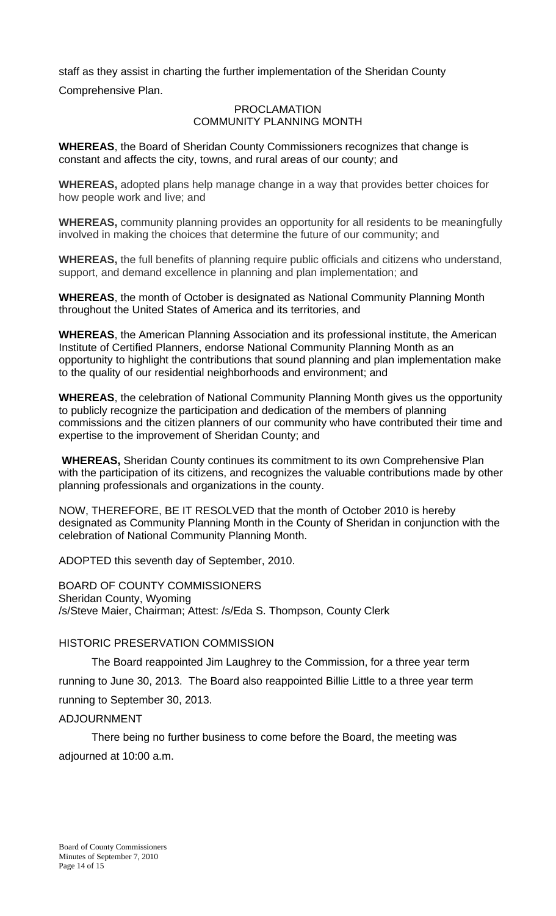staff as they assist in charting the further implementation of the Sheridan County Comprehensive Plan.

PROCLAMATION
COMMUNITY PLANNING MONTH

**WHEREAS**, the Board of Sheridan County Commissioners recognizes that change is constant and affects the city, towns, and rural areas of our county; and

**WHEREAS,** adopted plans help manage change in a way that provides better choices for how people work and live; and

**WHEREAS,** community planning provides an opportunity for all residents to be meaningfully involved in making the choices that determine the future of our community; and

**WHEREAS,** the full benefits of planning require public officials and citizens who understand, support, and demand excellence in planning and plan implementation; and

**WHEREAS**, the month of October is designated as National Community Planning Month throughout the United States of America and its territories, and

**WHEREAS**, the American Planning Association and its professional institute, the American Institute of Certified Planners, endorse National Community Planning Month as an opportunity to highlight the contributions that sound planning and plan implementation make to the quality of our residential neighborhoods and environment; and

**WHEREAS**, the celebration of National Community Planning Month gives us the opportunity to publicly recognize the participation and dedication of the members of planning commissions and the citizen planners of our community who have contributed their time and expertise to the improvement of Sheridan County; and

**WHEREAS,** Sheridan County continues its commitment to its own Comprehensive Plan with the participation of its citizens, and recognizes the valuable contributions made by other planning professionals and organizations in the county.

NOW, THEREFORE, BE IT RESOLVED that the month of October 2010 is hereby designated as Community Planning Month in the County of Sheridan in conjunction with the celebration of National Community Planning Month.

ADOPTED this seventh day of September, 2010.

BOARD OF COUNTY COMMISSIONERS
Sheridan County, Wyoming
/s/Steve Maier, Chairman; Attest: /s/Eda S. Thompson, County Clerk

HISTORIC PRESERVATION COMMISSION

The Board reappointed Jim Laughrey to the Commission, for a three year term running to June 30, 2013. The Board also reappointed Billie Little to a three year term running to September 30, 2013.

ADJOURNMENT

There being no further business to come before the Board, the meeting was adjourned at 10:00 a.m.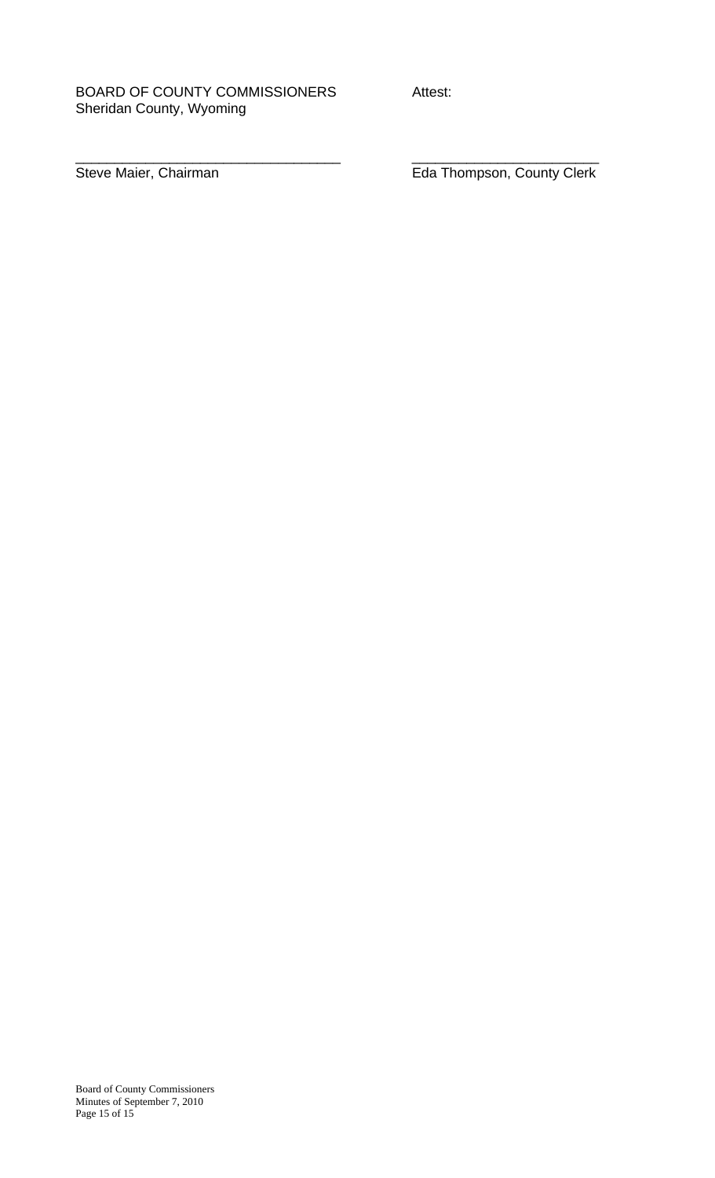BOARD OF COUNTY COMMISSIONERS
Sheridan County, Wyoming

Attest:

| | |
|---|---|
| ________________________________ | ______________________ |
| Steve Maier, Chairman | Eda Thompson, County Clerk |